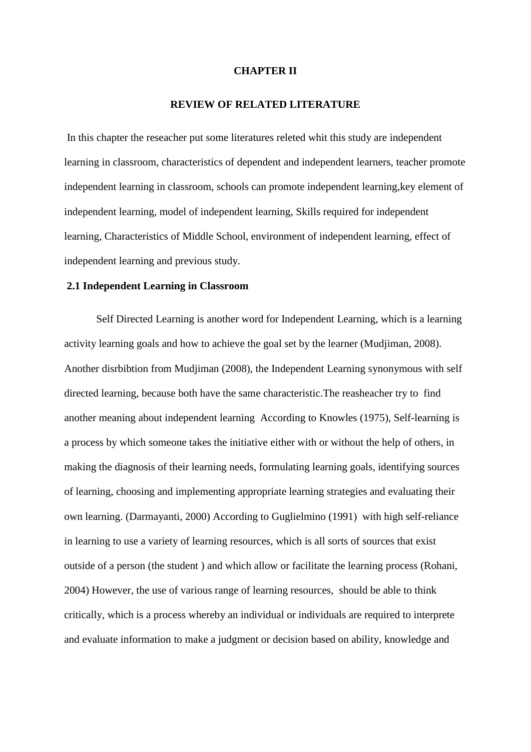# CHAPTER II

# REVIEW OF RELATED LITERATURE

In this chapter the reseacher put some literatures releted whit this study are independent learning in classroom, characteristics of dependent and independent learners, teacher promote independent learning in classroom, schools can promote independent learning,key element of independent learning, model of independent learning, Skills required for independent learning, Characteristics of Middle School, environment of independent learning, effect of independent learning and previous study.

## 2.1 Independent Learning in Classroom

Self Directed Learning is another word for Independent Learning, which is a learning activity learning goals and how to achieve the goal set by the learner (Mudjiman, 2008). Another disrbibtion from Mudjiman (2008), the Independent Learning synonymous with self directed learning, because both have the same characteristic.The reasheacher try to find another meaning about independent learning According to Knowles (1975), Self-learning is a process by which someone takes the initiative either with or without the help of others, in making the diagnosis of their learning needs, formulating learning goals, identifying sources of learning, choosing and implementing appropriate learning strategies and evaluating their own learning. (Darmayanti, 2000) According to Guglielmino (1991) with high self-reliance in learning to use a variety of learning resources, which is all sorts of sources that exist outside of a person (the student ) and which allow or facilitate the learning process (Rohani, 2004) However, the use of various range of learning resources, should be able to think critically, which is a process whereby an individual or individuals are required to interprete and evaluate information to make a judgment or decision based on ability, knowledge and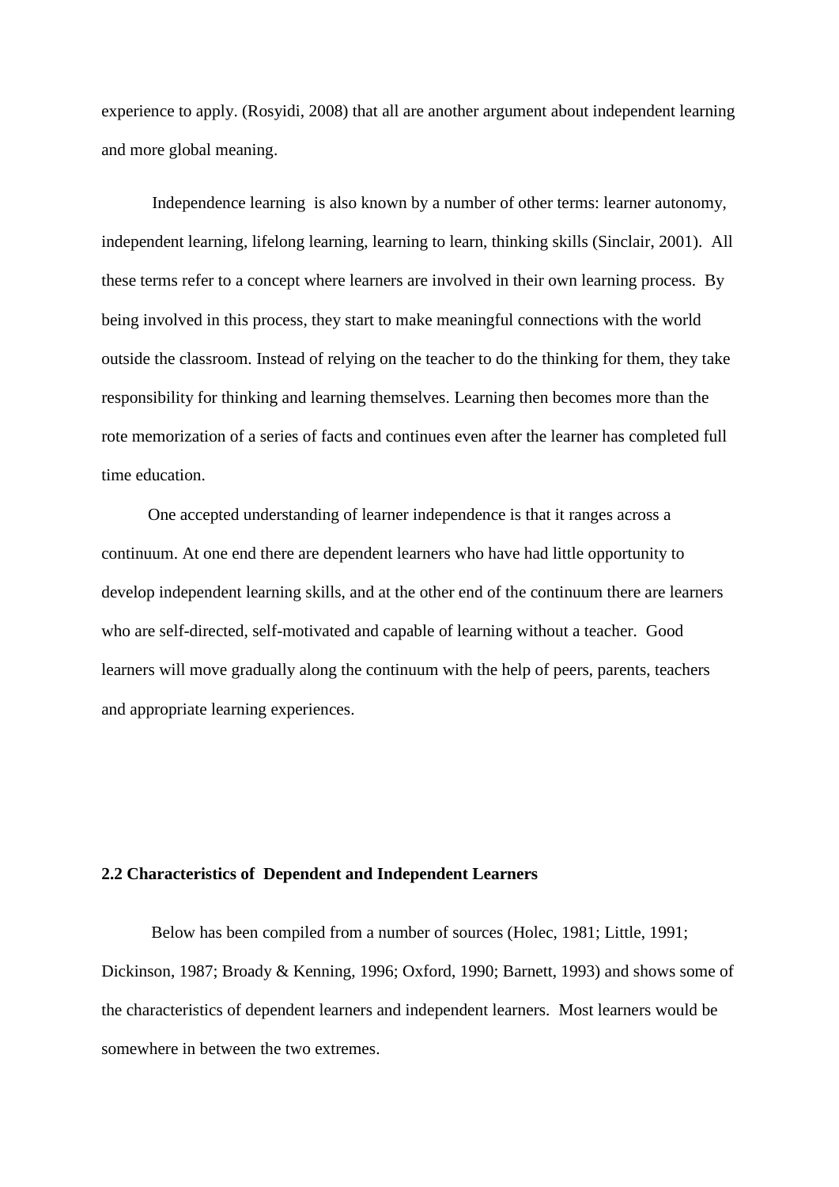experience to apply. (Rosyidi, 2008) that all are another argument about independent learning and more global meaning.

Independence learning is also known by a number of other terms: learner autonomy, independent learning, lifelong learning, learning to learn, thinking skills (Sinclair, 2001). All these terms refer to a concept where learners are involved in their own learning process. By being involved in this process, they start to make meaningful connections with the world outside the classroom. Instead of relying on the teacher to do the thinking for them, they take responsibility for thinking and learning themselves. Learning then becomes more than the rote memorization of a series of facts and continues even after the learner has completed full time education.

One accepted understanding of learner independence is that it ranges across a continuum. At one end there are dependent learners who have had little opportunity to develop independent learning skills, and at the other end of the continuum there are learners who are self-directed, self-motivated and capable of learning without a teacher. Good learners will move gradually along the continuum with the help of peers, parents, teachers and appropriate learning experiences.

### 2.2 Characteristics of Dependent and Independent Learners

Below has been compiled from a number of sources (Holec, 1981; Little, 1991; Dickinson, 1987; Broady & Kenning, 1996; Oxford, 1990; Barnett, 1993) and shows some of the characteristics of dependent learners and independent learners. Most learners would be somewhere in between the two extremes.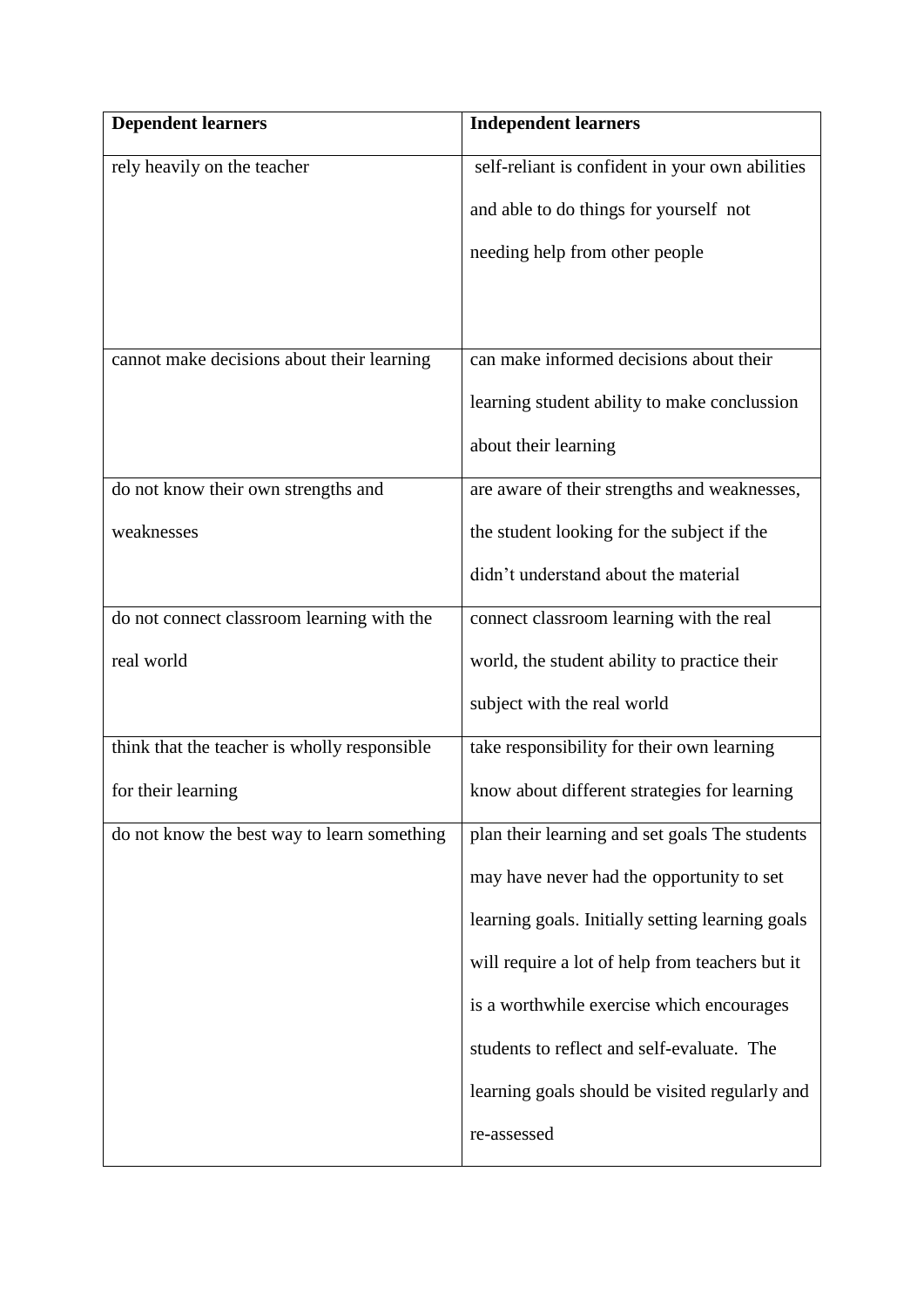| **Dependent learners** | **Independent learners** |
| --- | --- |
| rely heavily on the teacher | self-reliant is confident in your own abilities and able to do things for yourself not needing help from other people |
| cannot make decisions about their learning | can make informed decisions about their learning student ability to make conclussion about their learning |
| do not know their own strengths and weaknesses | are aware of their strengths and weaknesses, the student looking for the subject if the didn't understand about the material |
| do not connect classroom learning with the real world | connect classroom learning with the real world, the student ability to practice their subject with the real world |
| think that the teacher is wholly responsible for their learning | take responsibility for their own learning know about different strategies for learning |
| do not know the best way to learn something | plan their learning and set goals The students may have never had the opportunity to set learning goals. Initially setting learning goals will require a lot of help from teachers but it is a worthwhile exercise which encourages students to reflect and self-evaluate. The learning goals should be visited regularly and re-assessed |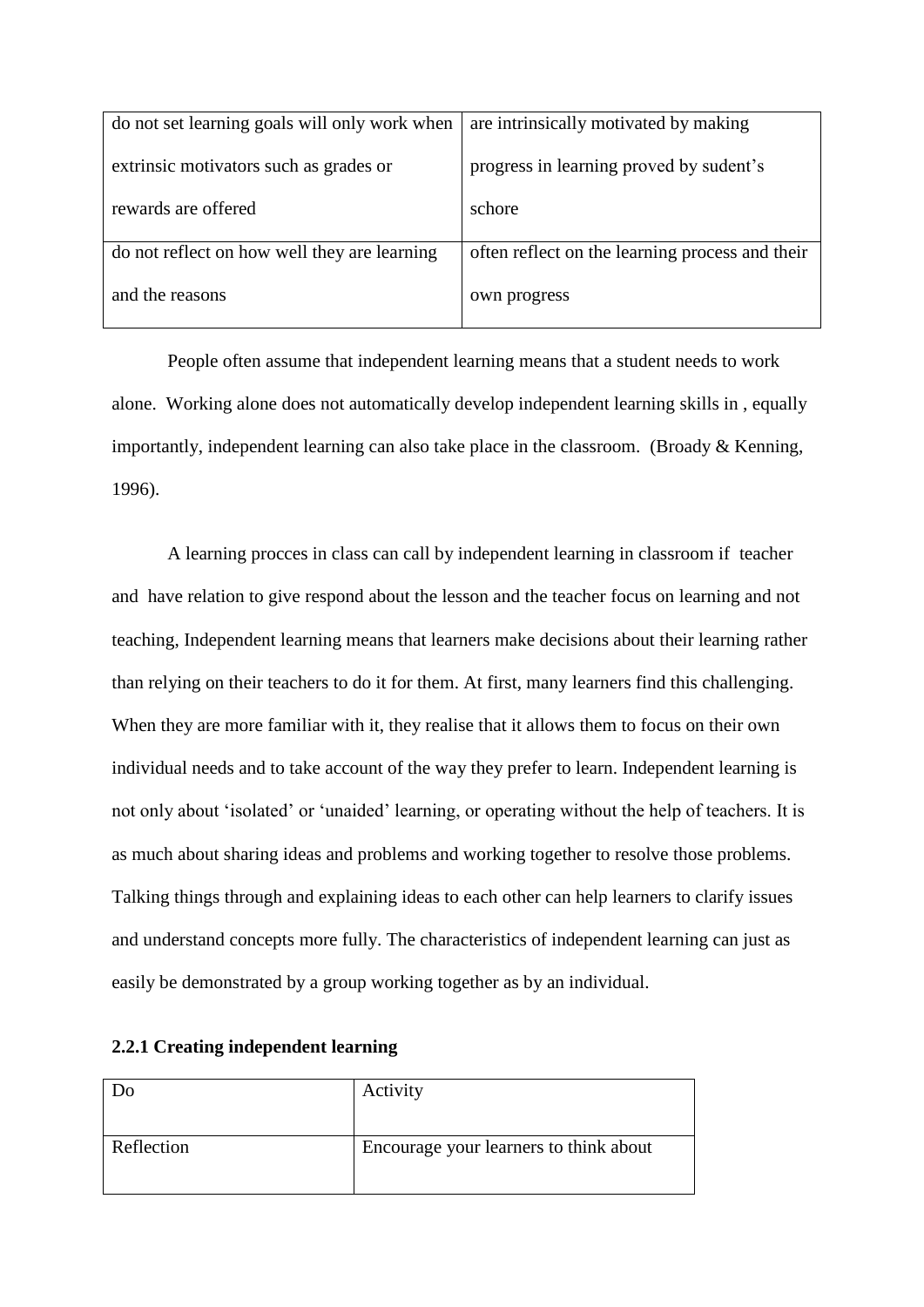| | |
|---|---|
| do not set learning goals will only work when extrinsic motivators such as grades or rewards are offered | are intrinsically motivated by making progress in learning proved by sudent's schore |
| do not reflect on how well they are learning and the reasons | often reflect on the learning process and their own progress |

People often assume that independent learning means that a student needs to work alone. Working alone does not automatically develop independent learning skills in , equally importantly, independent learning can also take place in the classroom. (Broady & Kenning, 1996).

A learning procces in class can call by independent learning in classroom if teacher and have relation to give respond about the lesson and the teacher focus on learning and not teaching, Independent learning means that learners make decisions about their learning rather than relying on their teachers to do it for them. At first, many learners find this challenging. When they are more familiar with it, they realise that it allows them to focus on their own individual needs and to take account of the way they prefer to learn. Independent learning is not only about 'isolated' or 'unaided' learning, or operating without the help of teachers. It is as much about sharing ideas and problems and working together to resolve those problems. Talking things through and explaining ideas to each other can help learners to clarify issues and understand concepts more fully. The characteristics of independent learning can just as easily be demonstrated by a group working together as by an individual.

**2.2.1 Creating independent learning**

| Do | Activity |
|---|---|
| Reflection | Encourage your learners to think about |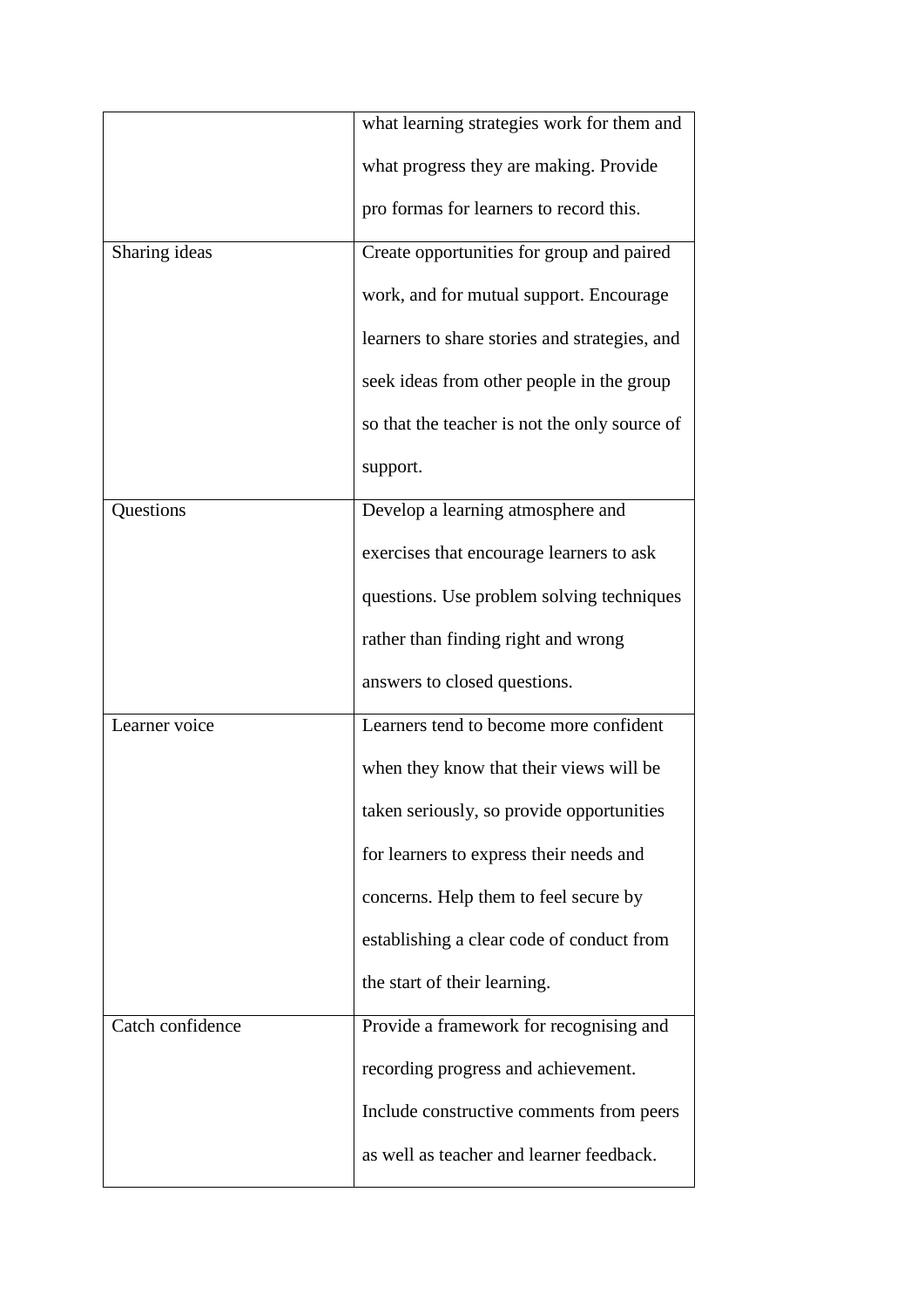| | |
|---|---|
| | what learning strategies work for them and what progress they are making. Provide pro formas for learners to record this. |
| Sharing ideas | Create opportunities for group and paired work, and for mutual support. Encourage learners to share stories and strategies, and seek ideas from other people in the group so that the teacher is not the only source of support. |
| Questions | Develop a learning atmosphere and exercises that encourage learners to ask questions. Use problem solving techniques rather than finding right and wrong answers to closed questions. |
| Learner voice | Learners tend to become more confident when they know that their views will be taken seriously, so provide opportunities for learners to express their needs and concerns. Help them to feel secure by establishing a clear code of conduct from the start of their learning. |
| Catch confidence | Provide a framework for recognising and recording progress and achievement. Include constructive comments from peers as well as teacher and learner feedback. |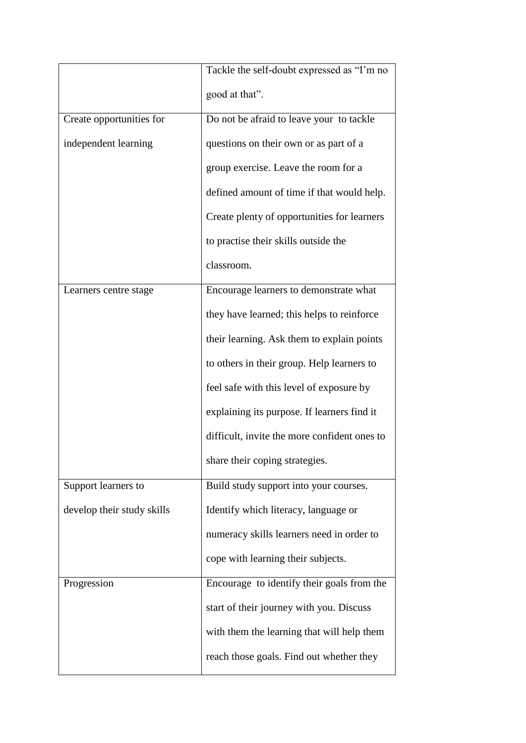| | |
|---|---|
| | Tackle the self-doubt expressed as "I'm no good at that". |
| Create opportunities for independent learning | Do not be afraid to leave your  to tackle questions on their own or as part of a group exercise. Leave the room for a defined amount of time if that would help. Create plenty of opportunities for learners to practise their skills outside the classroom. |
| Learners centre stage | Encourage learners to demonstrate what they have learned; this helps to reinforce their learning. Ask them to explain points to others in their group. Help learners to feel safe with this level of exposure by explaining its purpose. If learners find it difficult, invite the more confident ones to share their coping strategies. |
| Support learners to develop their study skills | Build study support into your courses. Identify which literacy, language or numeracy skills learners need in order to cope with learning their subjects. |
| Progression | Encourage  to identify their goals from the start of their journey with you. Discuss with them the learning that will help them reach those goals. Find out whether they |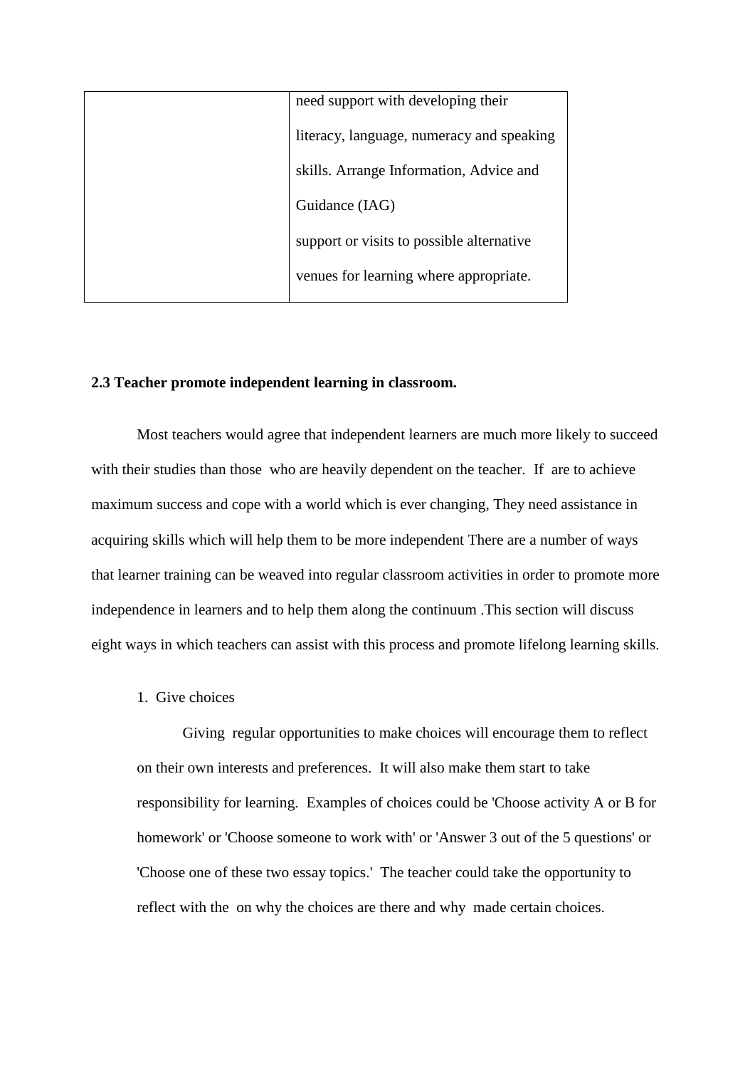| | need support with developing their literacy, language, numeracy and speaking skills. Arrange Information, Advice and Guidance (IAG) support or visits to possible alternative venues for learning where appropriate. |
|---|---|

**2.3 Teacher promote independent learning in classroom.**

Most teachers would agree that independent learners are much more likely to succeed with their studies than those who are heavily dependent on the teacher. If are to achieve maximum success and cope with a world which is ever changing, They need assistance in acquiring skills which will help them to be more independent There are a number of ways that learner training can be weaved into regular classroom activities in order to promote more independence in learners and to help them along the continuum .This section will discuss eight ways in which teachers can assist with this process and promote lifelong learning skills.

1. Give choices

    Giving regular opportunities to make choices will encourage them to reflect on their own interests and preferences. It will also make them start to take responsibility for learning. Examples of choices could be 'Choose activity A or B for homework' or 'Choose someone to work with' or 'Answer 3 out of the 5 questions' or 'Choose one of these two essay topics.' The teacher could take the opportunity to reflect with the on why the choices are there and why made certain choices.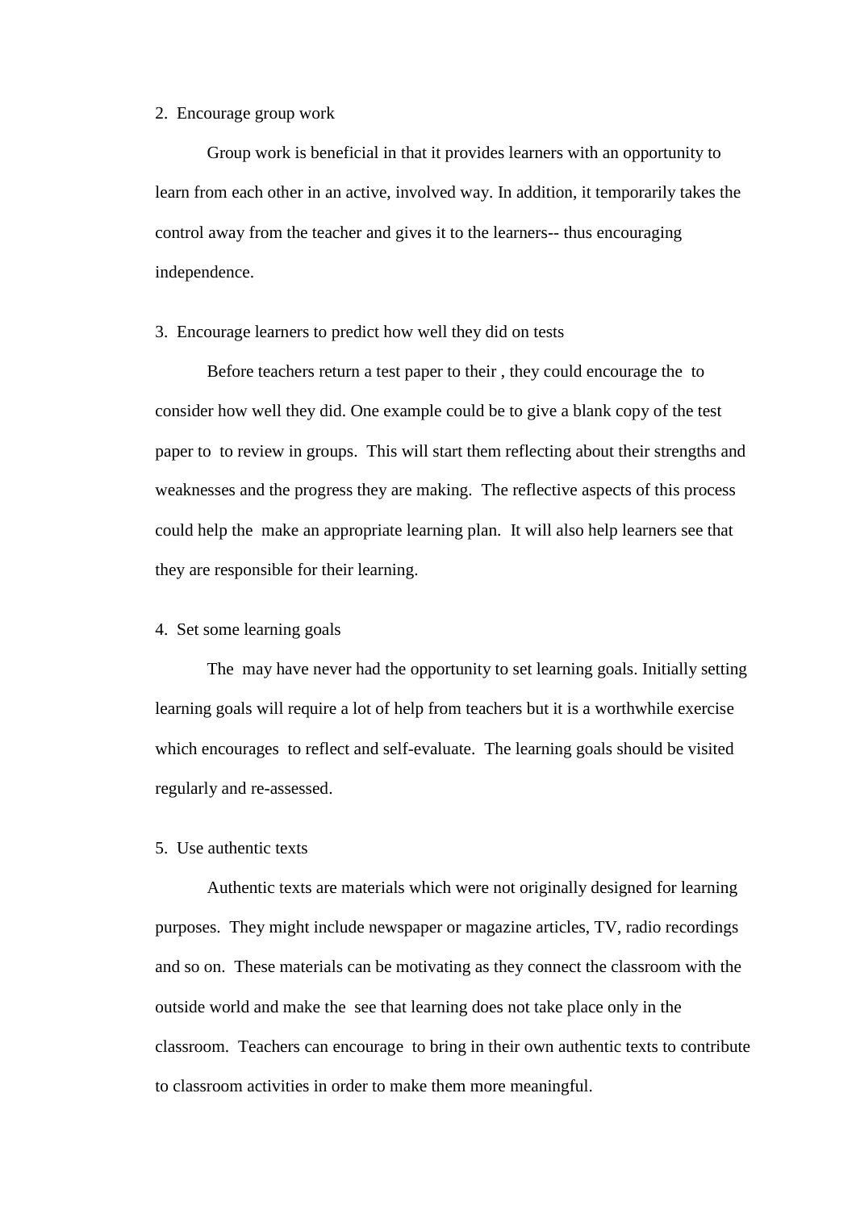2. Encourage group work

Group work is beneficial in that it provides learners with an opportunity to learn from each other in an active, involved way. In addition, it temporarily takes the control away from the teacher and gives it to the learners-- thus encouraging independence.

3. Encourage learners to predict how well they did on tests

Before teachers return a test paper to their , they could encourage the  to consider how well they did. One example could be to give a blank copy of the test paper to  to review in groups.  This will start them reflecting about their strengths and weaknesses and the progress they are making.  The reflective aspects of this process could help the  make an appropriate learning plan.  It will also help learners see that they are responsible for their learning.

4. Set some learning goals

The  may have never had the opportunity to set learning goals. Initially setting learning goals will require a lot of help from teachers but it is a worthwhile exercise which encourages  to reflect and self-evaluate.  The learning goals should be visited regularly and re-assessed.

5. Use authentic texts

Authentic texts are materials which were not originally designed for learning purposes.  They might include newspaper or magazine articles, TV, radio recordings and so on.  These materials can be motivating as they connect the classroom with the outside world and make the  see that learning does not take place only in the classroom.  Teachers can encourage  to bring in their own authentic texts to contribute to classroom activities in order to make them more meaningful.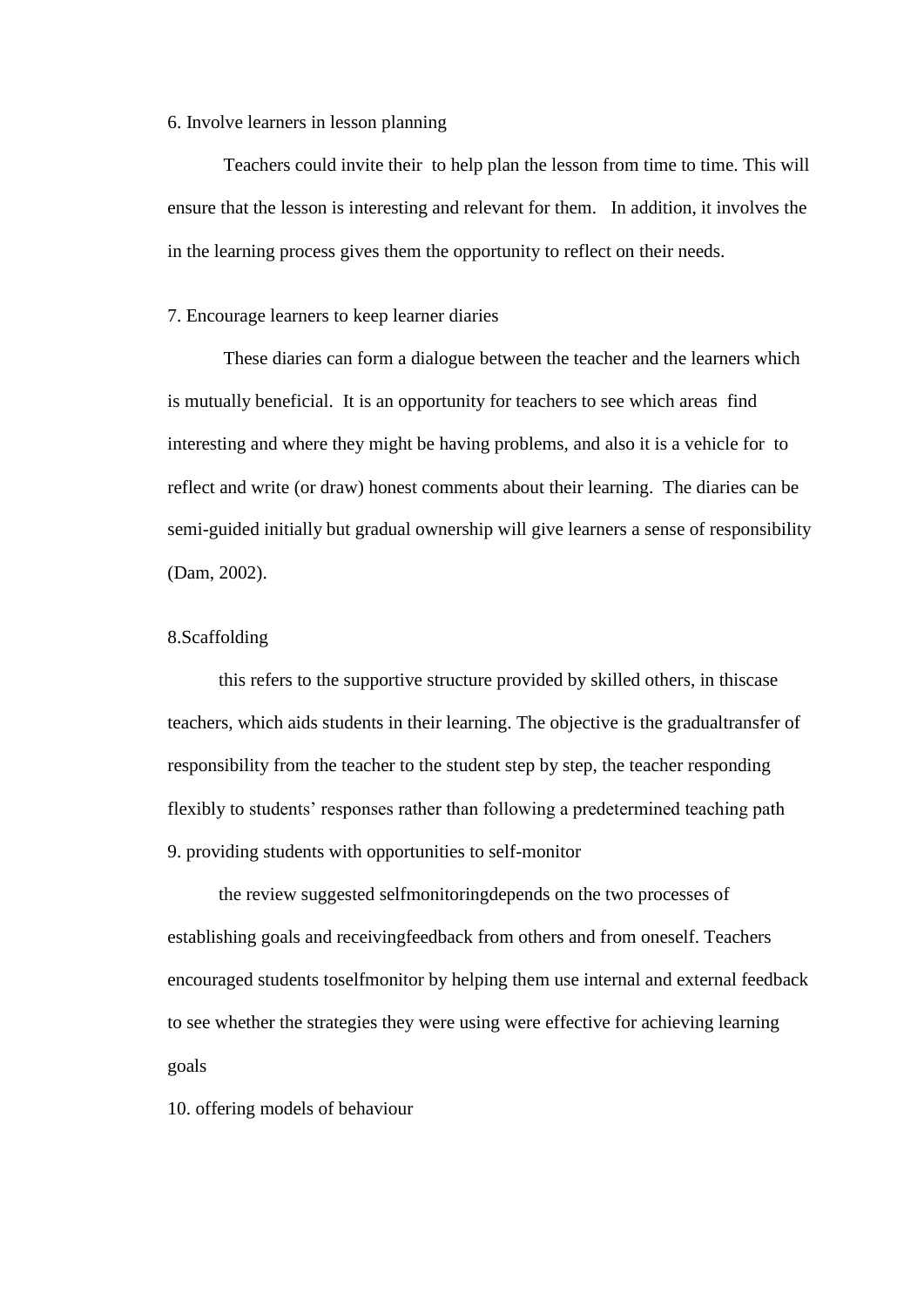6. Involve learners in lesson planning

Teachers could invite their  to help plan the lesson from time to time. This will ensure that the lesson is interesting and relevant for them.   In addition, it involves the in the learning process gives them the opportunity to reflect on their needs.

7. Encourage learners to keep learner diaries

These diaries can form a dialogue between the teacher and the learners which is mutually beneficial.  It is an opportunity for teachers to see which areas  find interesting and where they might be having problems, and also it is a vehicle for  to reflect and write (or draw) honest comments about their learning.  The diaries can be semi-guided initially but gradual ownership will give learners a sense of responsibility (Dam, 2002).

8.Scaffolding

this refers to the supportive structure provided by skilled others, in thiscase teachers, which aids students in their learning. The objective is the gradualtransfer of responsibility from the teacher to the student step by step, the teacher responding flexibly to students' responses rather than following a predetermined teaching path

9. providing students with opportunities to self-monitor

the review suggested selfmonitoringdepends on the two processes of establishing goals and receivingfeedback from others and from oneself. Teachers encouraged students toselfmonitor by helping them use internal and external feedback to see whether the strategies they were using were effective for achieving learning goals

10. offering models of behaviour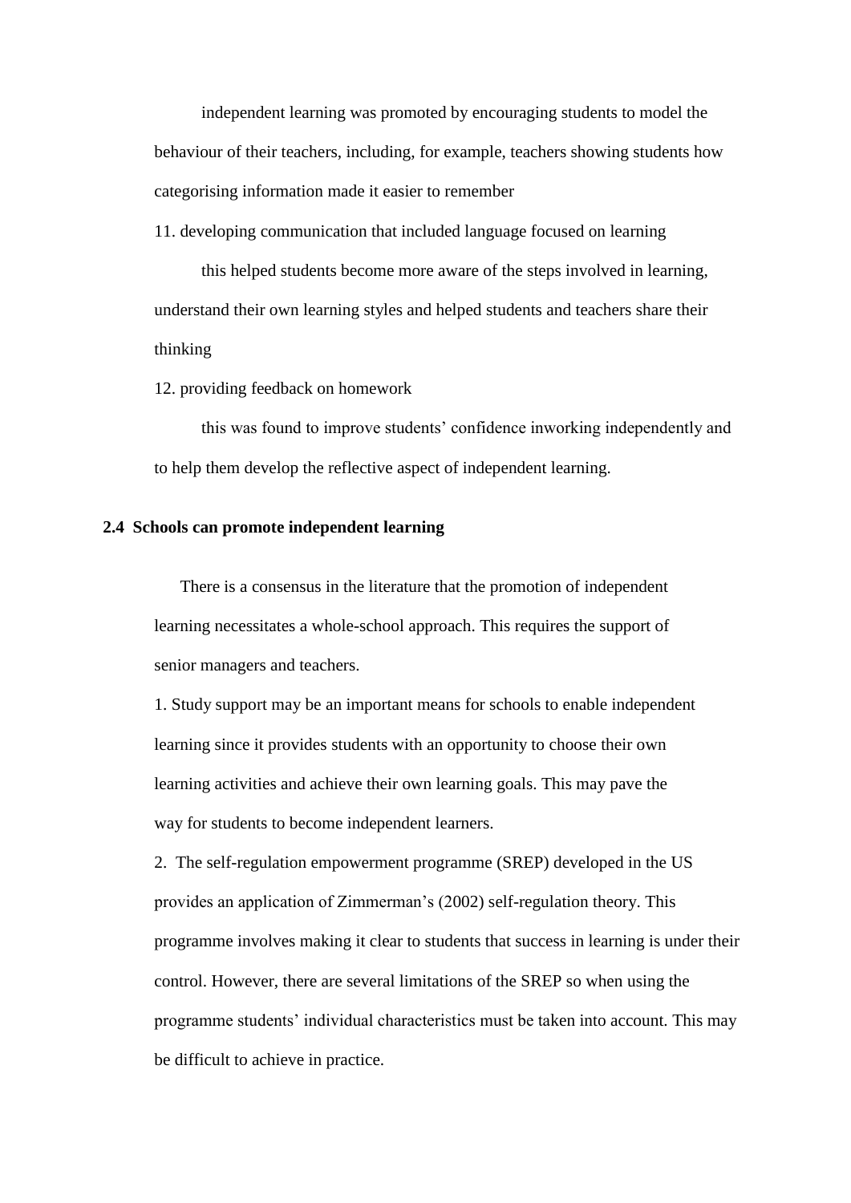independent learning was promoted by encouraging students to model the behaviour of their teachers, including, for example, teachers showing students how categorising information made it easier to remember

11. developing communication that included language focused on learning

this helped students become more aware of the steps involved in learning, understand their own learning styles and helped students and teachers share their thinking

12. providing feedback on homework

this was found to improve students' confidence inworking independently and to help them develop the reflective aspect of independent learning.

### 2.4 Schools can promote independent learning

There is a consensus in the literature that the promotion of independent learning necessitates a whole-school approach. This requires the support of senior managers and teachers.

1. Study support may be an important means for schools to enable independent learning since it provides students with an opportunity to choose their own learning activities and achieve their own learning goals. This may pave the way for students to become independent learners.

2. The self-regulation empowerment programme (SREP) developed in the US provides an application of Zimmerman's (2002) self-regulation theory. This programme involves making it clear to students that success in learning is under their control. However, there are several limitations of the SREP so when using the programme students' individual characteristics must be taken into account. This may be difficult to achieve in practice.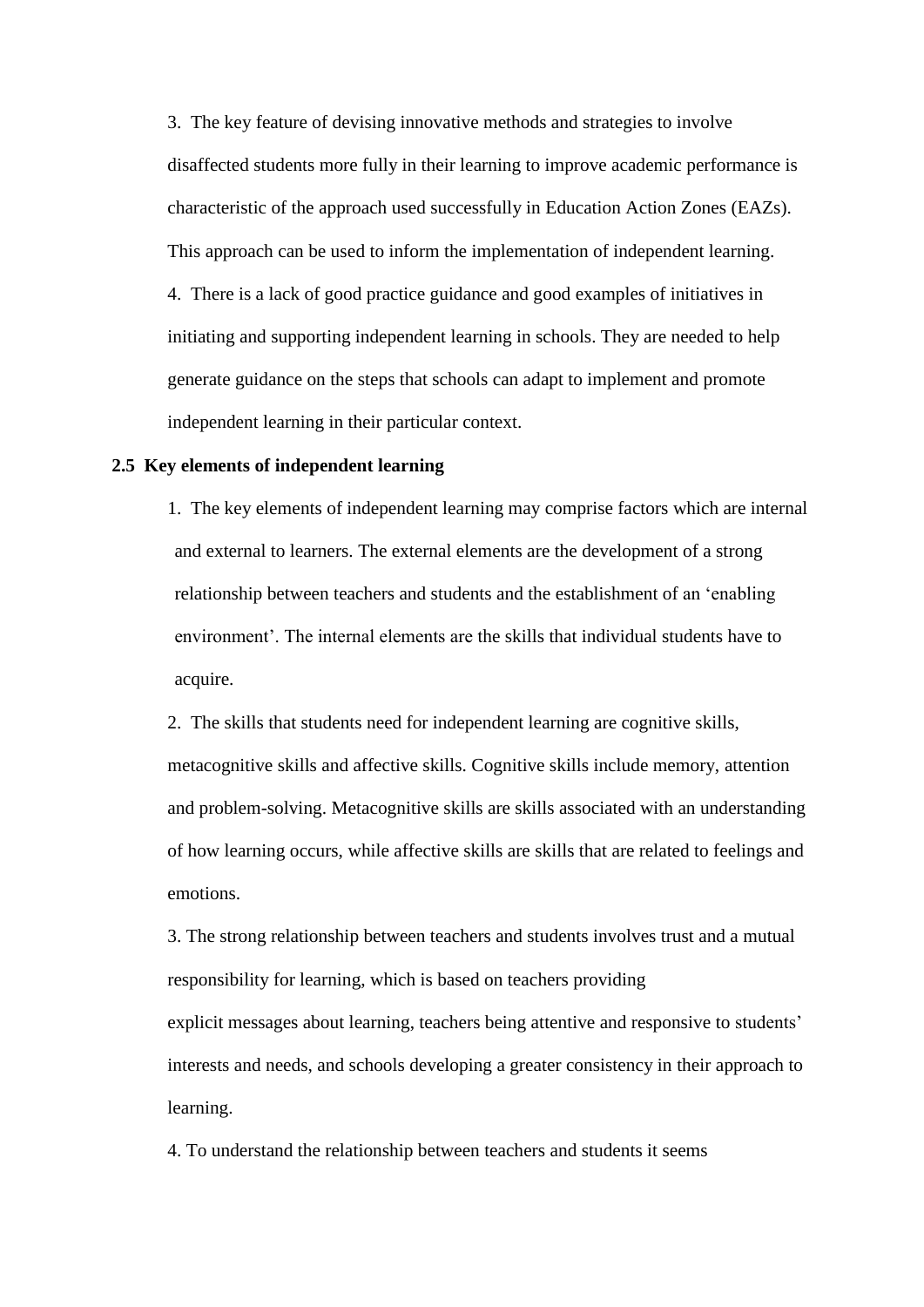3. The key feature of devising innovative methods and strategies to involve disaffected students more fully in their learning to improve academic performance is characteristic of the approach used successfully in Education Action Zones (EAZs). This approach can be used to inform the implementation of independent learning.

4. There is a lack of good practice guidance and good examples of initiatives in initiating and supporting independent learning in schools. They are needed to help generate guidance on the steps that schools can adapt to implement and promote independent learning in their particular context.

**2.5 Key elements of independent learning**

1. The key elements of independent learning may comprise factors which are internal and external to learners. The external elements are the development of a strong relationship between teachers and students and the establishment of an 'enabling environment'. The internal elements are the skills that individual students have to acquire.

2. The skills that students need for independent learning are cognitive skills, metacognitive skills and affective skills. Cognitive skills include memory, attention and problem-solving. Metacognitive skills are skills associated with an understanding of how learning occurs, while affective skills are skills that are related to feelings and emotions.

3. The strong relationship between teachers and students involves trust and a mutual responsibility for learning, which is based on teachers providing explicit messages about learning, teachers being attentive and responsive to students' interests and needs, and schools developing a greater consistency in their approach to learning.

4. To understand the relationship between teachers and students it seems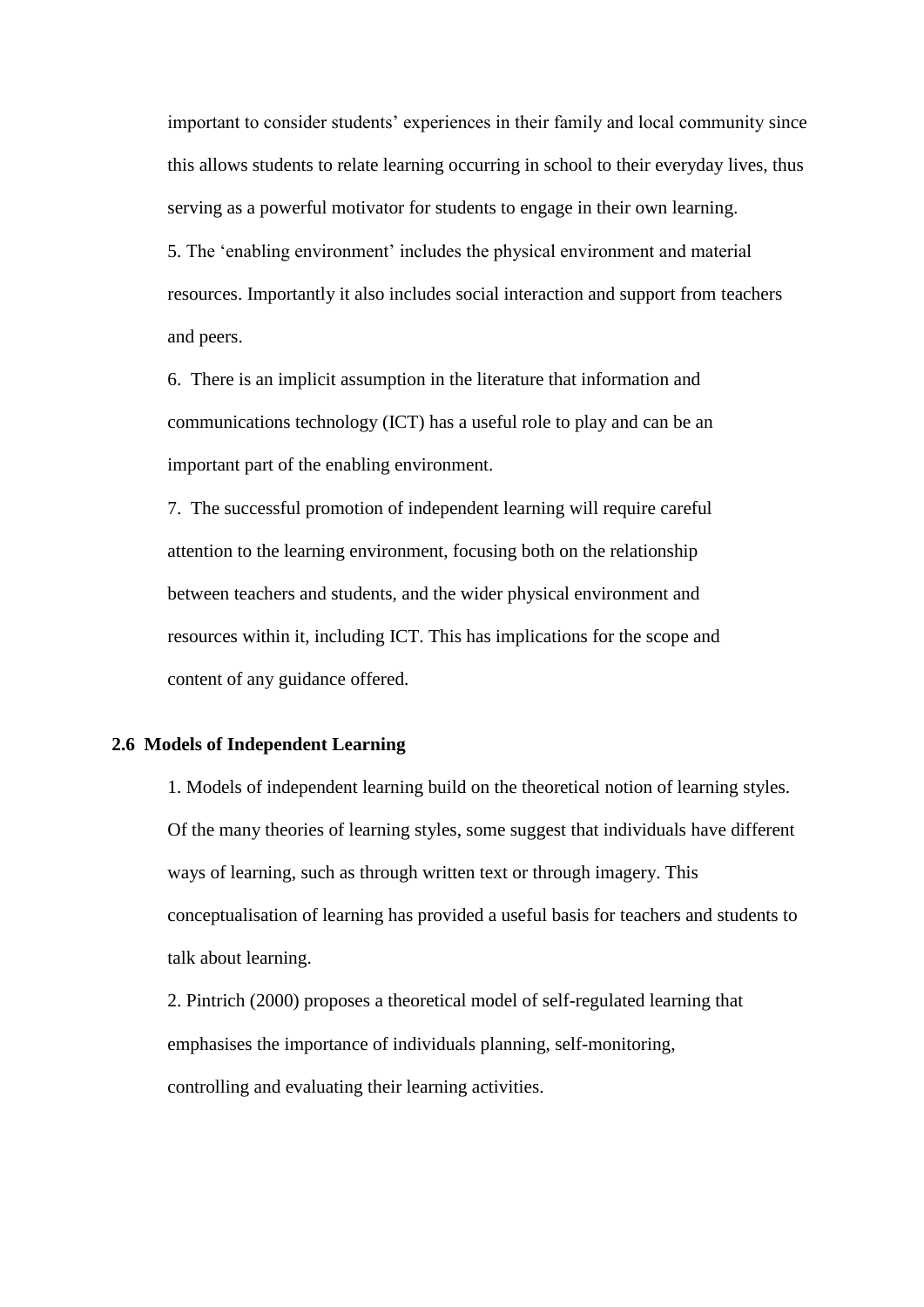important to consider students' experiences in their family and local community since this allows students to relate learning occurring in school to their everyday lives, thus serving as a powerful motivator for students to engage in their own learning.

5. The 'enabling environment' includes the physical environment and material resources. Importantly it also includes social interaction and support from teachers and peers.

6. There is an implicit assumption in the literature that information and communications technology (ICT) has a useful role to play and can be an important part of the enabling environment.

7. The successful promotion of independent learning will require careful attention to the learning environment, focusing both on the relationship between teachers and students, and the wider physical environment and resources within it, including ICT. This has implications for the scope and content of any guidance offered.

### 2.6 Models of Independent Learning

1. Models of independent learning build on the theoretical notion of learning styles. Of the many theories of learning styles, some suggest that individuals have different ways of learning, such as through written text or through imagery. This conceptualisation of learning has provided a useful basis for teachers and students to talk about learning.

2. Pintrich (2000) proposes a theoretical model of self-regulated learning that emphasises the importance of individuals planning, self-monitoring, controlling and evaluating their learning activities.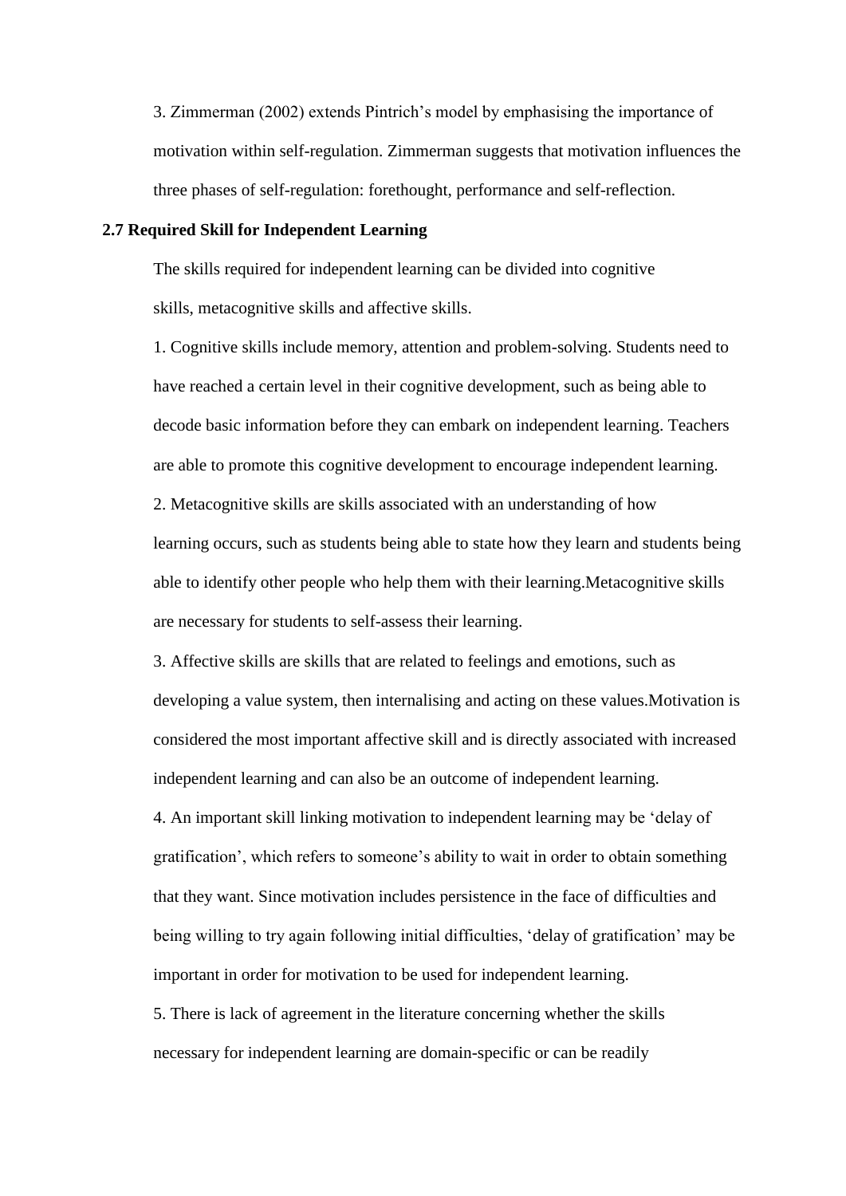3. Zimmerman (2002) extends Pintrich's model by emphasising the importance of motivation within self-regulation. Zimmerman suggests that motivation influences the three phases of self-regulation: forethought, performance and self-reflection.

**2.7 Required Skill for Independent Learning**

The skills required for independent learning can be divided into cognitive skills, metacognitive skills and affective skills.

1. Cognitive skills include memory, attention and problem-solving. Students need to have reached a certain level in their cognitive development, such as being able to decode basic information before they can embark on independent learning. Teachers are able to promote this cognitive development to encourage independent learning.

2. Metacognitive skills are skills associated with an understanding of how learning occurs, such as students being able to state how they learn and students being able to identify other people who help them with their learning.Metacognitive skills are necessary for students to self-assess their learning.

3. Affective skills are skills that are related to feelings and emotions, such as developing a value system, then internalising and acting on these values.Motivation is considered the most important affective skill and is directly associated with increased independent learning and can also be an outcome of independent learning.

4. An important skill linking motivation to independent learning may be 'delay of gratification', which refers to someone's ability to wait in order to obtain something that they want. Since motivation includes persistence in the face of difficulties and being willing to try again following initial difficulties, 'delay of gratification' may be important in order for motivation to be used for independent learning.

5. There is lack of agreement in the literature concerning whether the skills necessary for independent learning are domain-specific or can be readily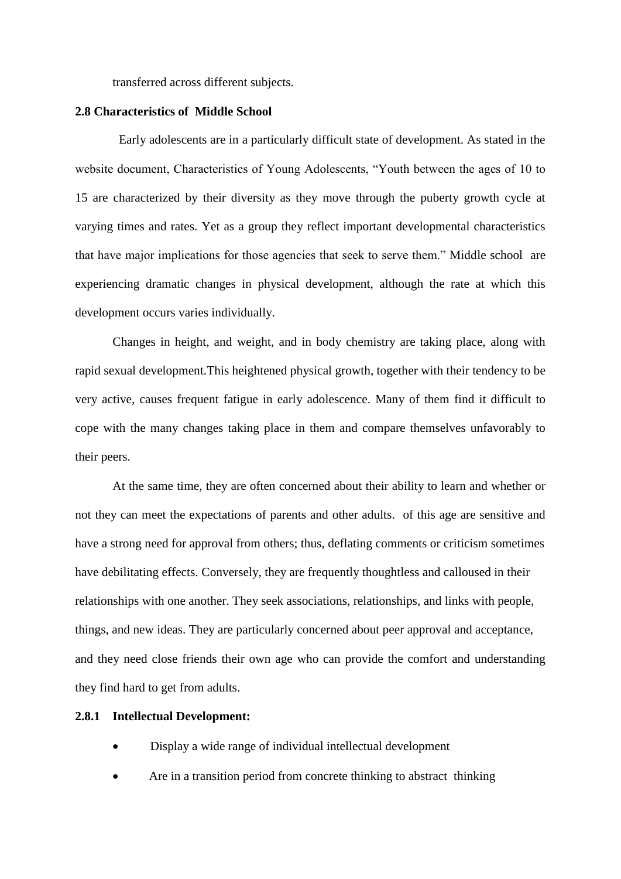transferred across different subjects.

## 2.8 Characteristics of Middle School

Early adolescents are in a particularly difficult state of development. As stated in the website document, Characteristics of Young Adolescents, "Youth between the ages of 10 to 15 are characterized by their diversity as they move through the puberty growth cycle at varying times and rates. Yet as a group they reflect important developmental characteristics that have major implications for those agencies that seek to serve them." Middle school are experiencing dramatic changes in physical development, although the rate at which this development occurs varies individually.

Changes in height, and weight, and in body chemistry are taking place, along with rapid sexual development.This heightened physical growth, together with their tendency to be very active, causes frequent fatigue in early adolescence. Many of them find it difficult to cope with the many changes taking place in them and compare themselves unfavorably to their peers.

At the same time, they are often concerned about their ability to learn and whether or not they can meet the expectations of parents and other adults. of this age are sensitive and have a strong need for approval from others; thus, deflating comments or criticism sometimes have debilitating effects. Conversely, they are frequently thoughtless and calloused in their relationships with one another. They seek associations, relationships, and links with people, things, and new ideas. They are particularly concerned about peer approval and acceptance, and they need close friends their own age who can provide the comfort and understanding they find hard to get from adults.

### 2.8.1 Intellectual Development:

- Display a wide range of individual intellectual development
- Are in a transition period from concrete thinking to abstract thinking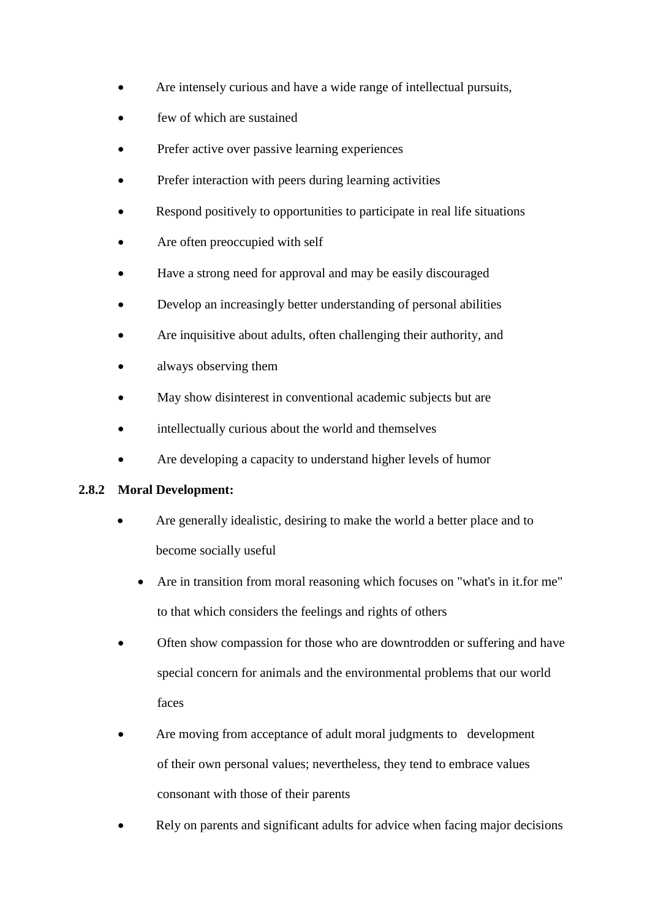- Are intensely curious and have a wide range of intellectual pursuits,
- few of which are sustained
- Prefer active over passive learning experiences
- Prefer interaction with peers during learning activities
- Respond positively to opportunities to participate in real life situations
- Are often preoccupied with self
- Have a strong need for approval and may be easily discouraged
- Develop an increasingly better understanding of personal abilities
- Are inquisitive about adults, often challenging their authority, and
- always observing them
- May show disinterest in conventional academic subjects but are
- intellectually curious about the world and themselves
- Are developing a capacity to understand higher levels of humor

### 2.8.2 Moral Development:

- Are generally idealistic, desiring to make the world a better place and to become socially useful
  - Are in transition from moral reasoning which focuses on "what's in it.for me" to that which considers the feelings and rights of others
- Often show compassion for those who are downtrodden or suffering and have special concern for animals and the environmental problems that our world faces
- Are moving from acceptance of adult moral judgments to development of their own personal values; nevertheless, they tend to embrace values consonant with those of their parents
- Rely on parents and significant adults for advice when facing major decisions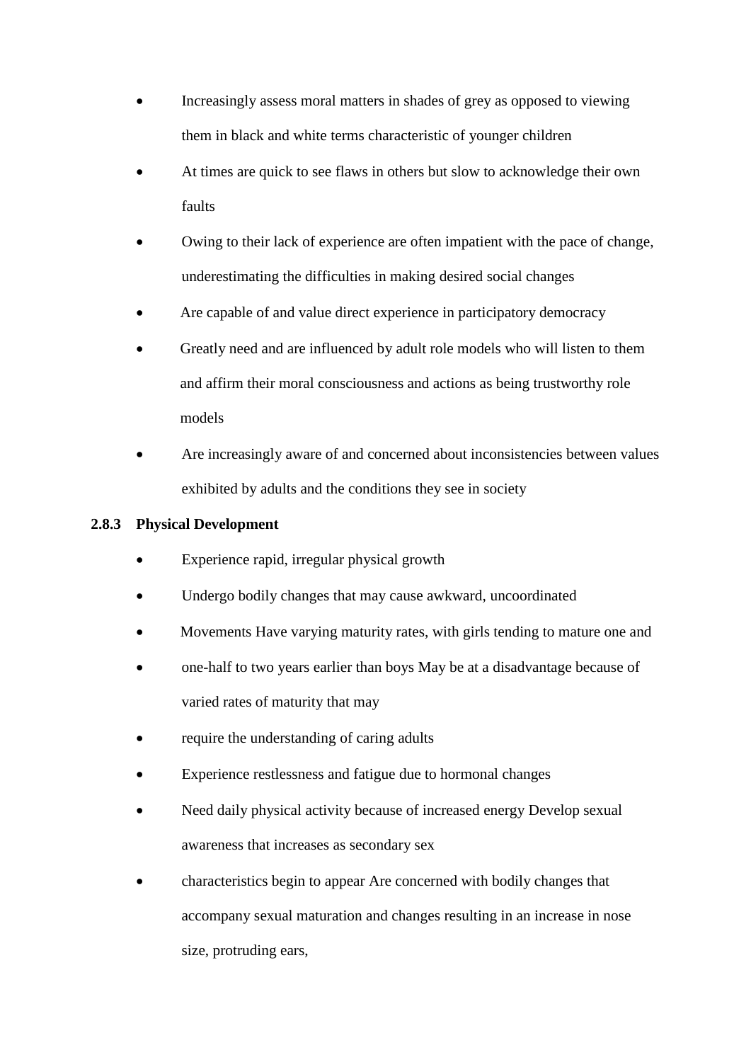- Increasingly assess moral matters in shades of grey as opposed to viewing them in black and white terms characteristic of younger children
- At times are quick to see flaws in others but slow to acknowledge their own faults
- Owing to their lack of experience are often impatient with the pace of change, underestimating the difficulties in making desired social changes
- Are capable of and value direct experience in participatory democracy
- Greatly need and are influenced by adult role models who will listen to them and affirm their moral consciousness and actions as being trustworthy role models
- Are increasingly aware of and concerned about inconsistencies between values exhibited by adults and the conditions they see in society

### 2.8.3 Physical Development

- Experience rapid, irregular physical growth
- Undergo bodily changes that may cause awkward, uncoordinated
- Movements Have varying maturity rates, with girls tending to mature one and
- one-half to two years earlier than boys May be at a disadvantage because of varied rates of maturity that may
- require the understanding of caring adults
- Experience restlessness and fatigue due to hormonal changes
- Need daily physical activity because of increased energy Develop sexual awareness that increases as secondary sex
- characteristics begin to appear Are concerned with bodily changes that accompany sexual maturation and changes resulting in an increase in nose size, protruding ears,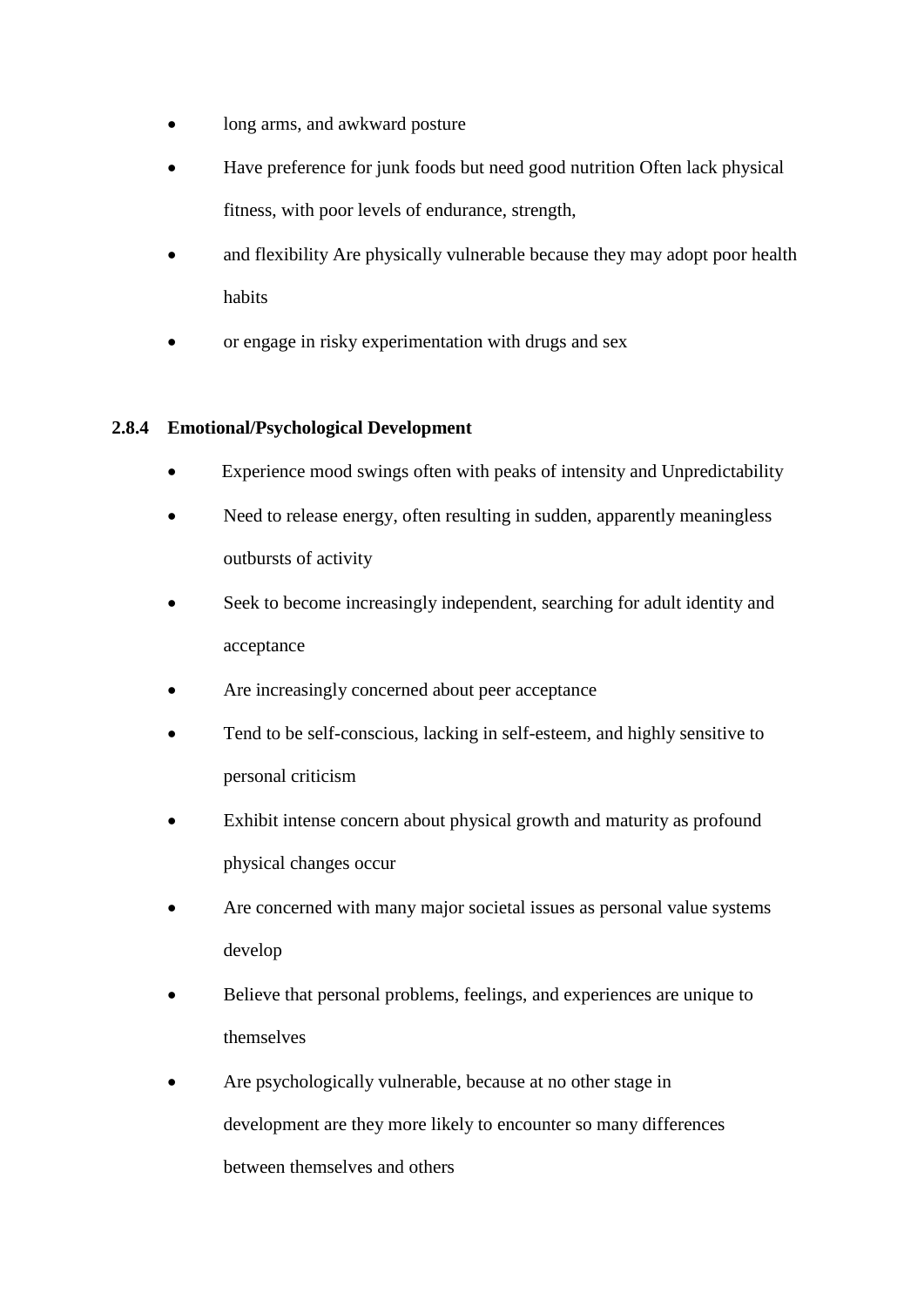- long arms, and awkward posture
- Have preference for junk foods but need good nutrition Often lack physical fitness, with poor levels of endurance, strength,
- and flexibility Are physically vulnerable because they may adopt poor health habits
- or engage in risky experimentation with drugs and sex

### 2.8.4 Emotional/Psychological Development

- Experience mood swings often with peaks of intensity and Unpredictability
- Need to release energy, often resulting in sudden, apparently meaningless outbursts of activity
- Seek to become increasingly independent, searching for adult identity and acceptance
- Are increasingly concerned about peer acceptance
- Tend to be self-conscious, lacking in self-esteem, and highly sensitive to personal criticism
- Exhibit intense concern about physical growth and maturity as profound physical changes occur
- Are concerned with many major societal issues as personal value systems develop
- Believe that personal problems, feelings, and experiences are unique to themselves
- Are psychologically vulnerable, because at no other stage in development are they more likely to encounter so many differences between themselves and others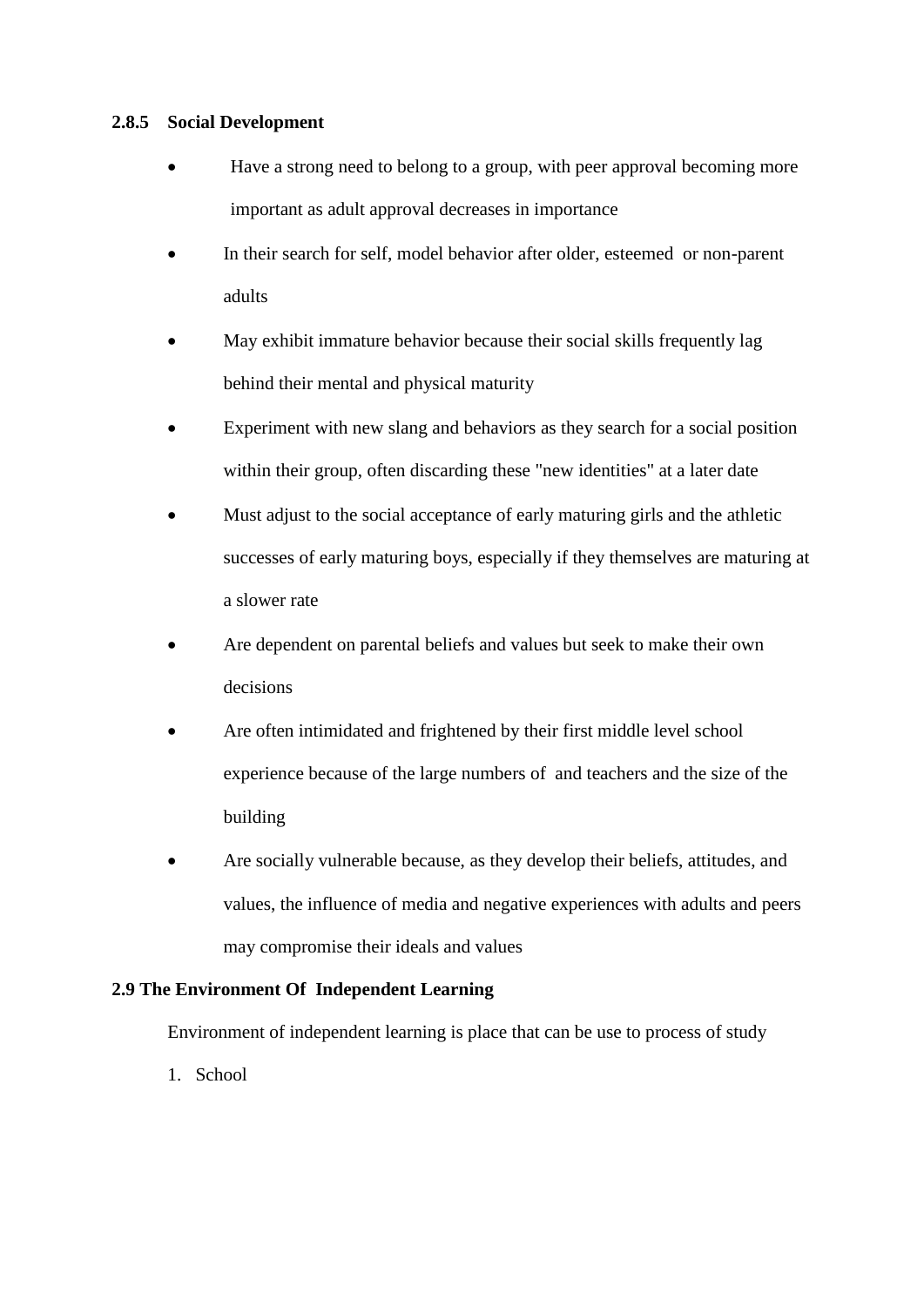### 2.8.5 Social Development

- Have a strong need to belong to a group, with peer approval becoming more important as adult approval decreases in importance
- In their search for self, model behavior after older, esteemed or non-parent adults
- May exhibit immature behavior because their social skills frequently lag behind their mental and physical maturity
- Experiment with new slang and behaviors as they search for a social position within their group, often discarding these "new identities" at a later date
- Must adjust to the social acceptance of early maturing girls and the athletic successes of early maturing boys, especially if they themselves are maturing at a slower rate
- Are dependent on parental beliefs and values but seek to make their own decisions
- Are often intimidated and frightened by their first middle level school experience because of the large numbers of and teachers and the size of the building
- Are socially vulnerable because, as they develop their beliefs, attitudes, and values, the influence of media and negative experiences with adults and peers may compromise their ideals and values

### 2.9 The Environment Of Independent Learning

Environment of independent learning is place that can be use to process of study

1. School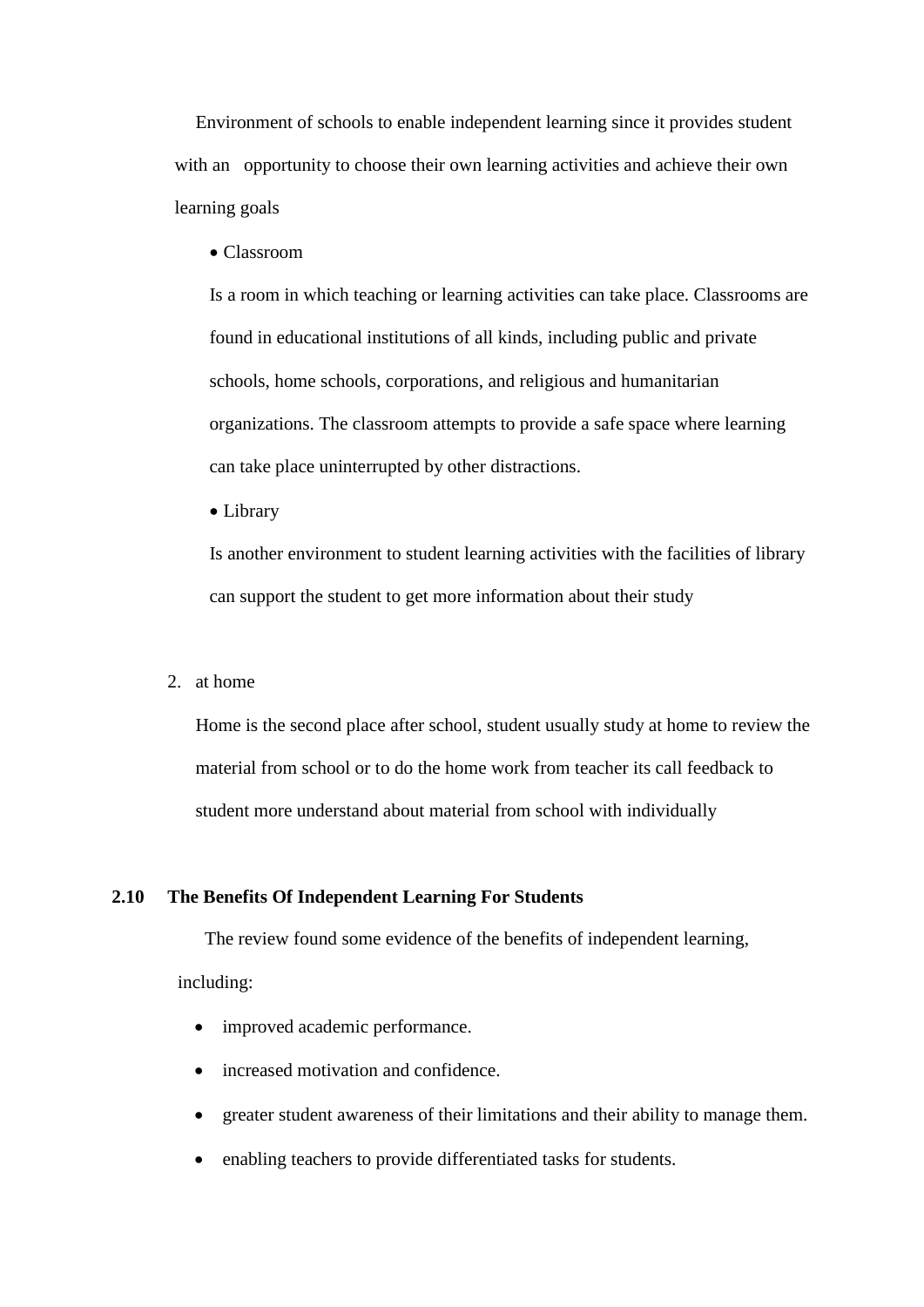Environment of schools to enable independent learning since it provides student with an opportunity to choose their own learning activities and achieve their own learning goals

- Classroom

  Is a room in which teaching or learning activities can take place. Classrooms are found in educational institutions of all kinds, including public and private schools, home schools, corporations, and religious and humanitarian organizations. The classroom attempts to provide a safe space where learning can take place uninterrupted by other distractions.

- Library

  Is another environment to student learning activities with the facilities of library can support the student to get more information about their study

2. at home

   Home is the second place after school, student usually study at home to review the material from school or to do the home work from teacher its call feedback to student more understand about material from school with individually

### 2.10 The Benefits Of Independent Learning For Students

The review found some evidence of the benefits of independent learning, including:

- improved academic performance.
- increased motivation and confidence.
- greater student awareness of their limitations and their ability to manage them.
- enabling teachers to provide differentiated tasks for students.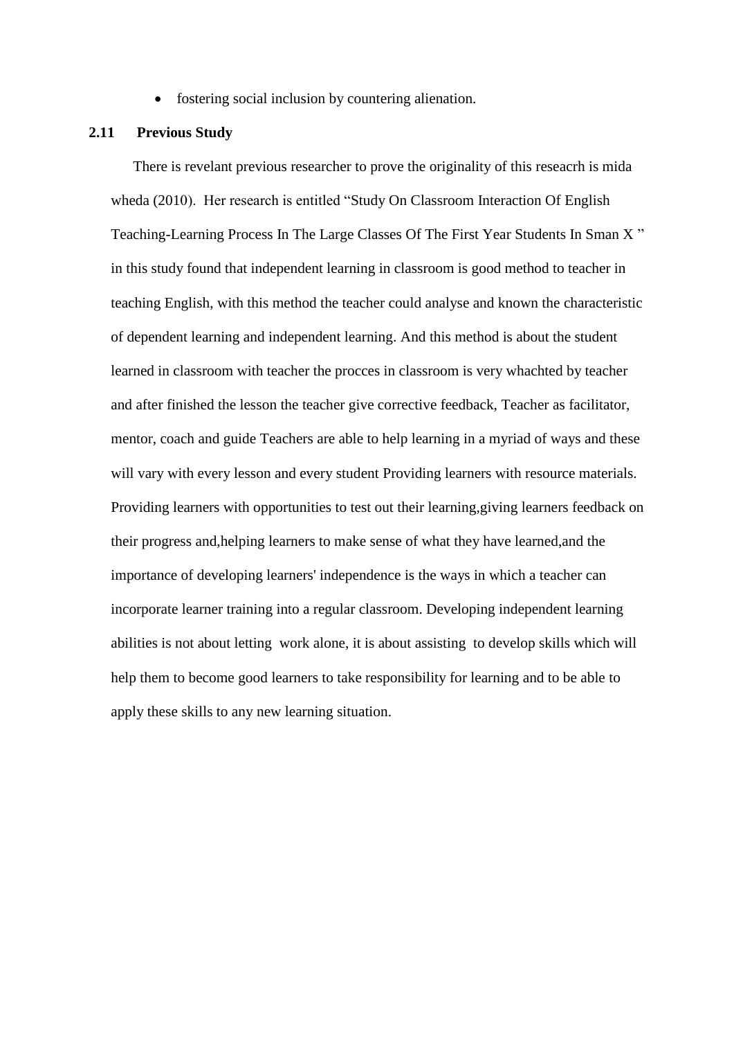- fostering social inclusion by countering alienation.

## 2.11 Previous Study

There is revelant previous researcher to prove the originality of this reseacrh is mida wheda (2010). Her research is entitled "Study On Classroom Interaction Of English Teaching-Learning Process In The Large Classes Of The First Year Students In Sman X " in this study found that independent learning in classroom is good method to teacher in teaching English, with this method the teacher could analyse and known the characteristic of dependent learning and independent learning. And this method is about the student learned in classroom with teacher the procces in classroom is very whachted by teacher and after finished the lesson the teacher give corrective feedback, Teacher as facilitator, mentor, coach and guide Teachers are able to help learning in a myriad of ways and these will vary with every lesson and every student Providing learners with resource materials. Providing learners with opportunities to test out their learning,giving learners feedback on their progress and,helping learners to make sense of what they have learned,and the importance of developing learners' independence is the ways in which a teacher can incorporate learner training into a regular classroom. Developing independent learning abilities is not about letting work alone, it is about assisting to develop skills which will help them to become good learners to take responsibility for learning and to be able to apply these skills to any new learning situation.